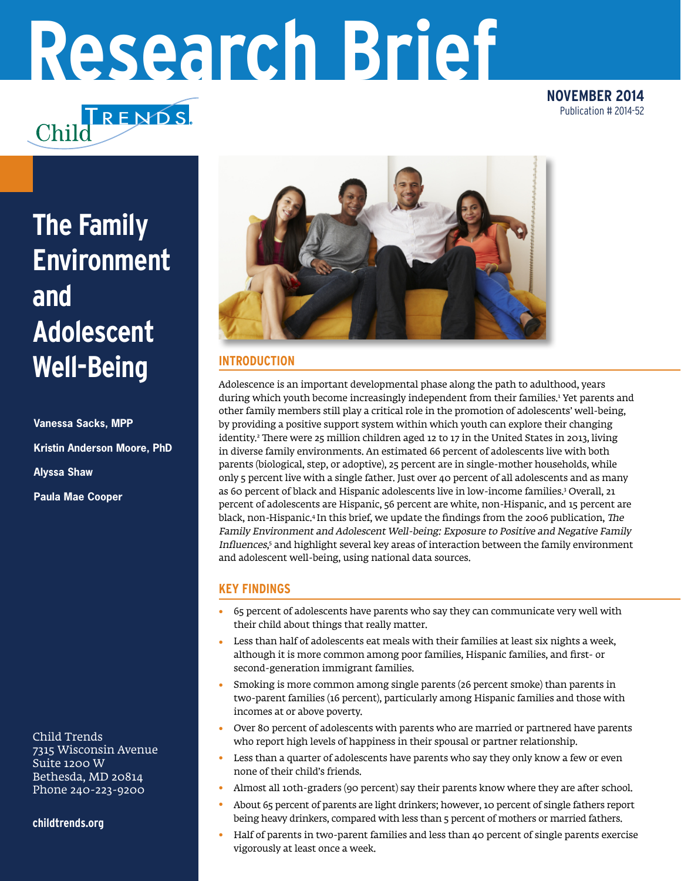# Research Brief

Child Trends

NOVEMBER 2014
Publication # 2014-52

# The Family Environment and Adolescent Well-Being

Vanessa Sacks, MPP

Kristin Anderson Moore, PhD

Alyssa Shaw

Paula Mae Cooper

Child Trends
7315 Wisconsin Avenue
Suite 1200 W
Bethesda, MD 20814
Phone 240-223-9200

childtrends.org

## INTRODUCTION

Adolescence is an important developmental phase along the path to adulthood, years during which youth become increasingly independent from their families.[1] Yet parents and other family members still play a critical role in the promotion of adolescents' well-being, by providing a positive support system within which youth can explore their changing identity.[2] There were 25 million children aged 12 to 17 in the United States in 2013, living in diverse family environments. An estimated 66 percent of adolescents live with both parents (biological, step, or adoptive), 25 percent are in single-mother households, while only 5 percent live with a single father. Just over 40 percent of all adolescents and as many as 60 percent of black and Hispanic adolescents live in low-income families.[3] Overall, 21 percent of adolescents are Hispanic, 56 percent are white, non-Hispanic, and 15 percent are black, non-Hispanic.[4] In this brief, we update the findings from the 2006 publication, *The Family Environment and Adolescent Well-being: Exposure to Positive and Negative Family Influences*,[5] and highlight several key areas of interaction between the family environment and adolescent well-being, using national data sources.

## KEY FINDINGS

- 65 percent of adolescents have parents who say they can communicate very well with their child about things that really matter.
- Less than half of adolescents eat meals with their families at least six nights a week, although it is more common among poor families, Hispanic families, and first- or second-generation immigrant families.
- Smoking is more common among single parents (26 percent smoke) than parents in two-parent families (16 percent), particularly among Hispanic families and those with incomes at or above poverty.
- Over 80 percent of adolescents with parents who are married or partnered have parents who report high levels of happiness in their spousal or partner relationship.
- Less than a quarter of adolescents have parents who say they only know a few or even none of their child's friends.
- Almost all 10th-graders (90 percent) say their parents know where they are after school.
- About 65 percent of parents are light drinkers; however, 10 percent of single fathers report being heavy drinkers, compared with less than 5 percent of mothers or married fathers.
- Half of parents in two-parent families and less than 40 percent of single parents exercise vigorously at least once a week.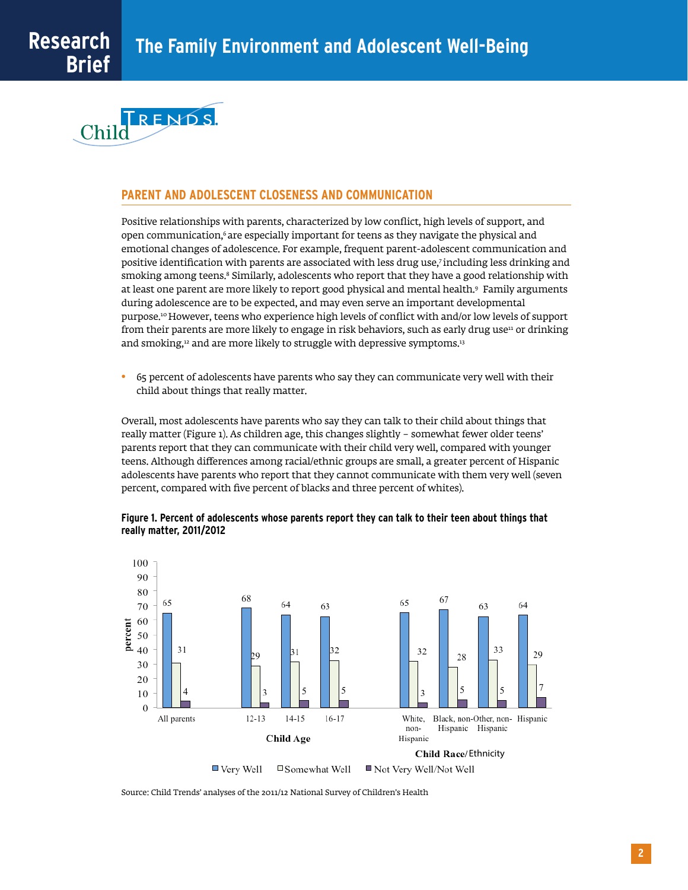## PARENT AND ADOLESCENT CLOSENESS AND COMMUNICATION

Positive relationships with parents, characterized by low conflict, high levels of support, and open communication,[6] are especially important for teens as they navigate the physical and emotional changes of adolescence. For example, frequent parent-adolescent communication and positive identification with parents are associated with less drug use,[7] including less drinking and smoking among teens.[8] Similarly, adolescents who report that they have a good relationship with at least one parent are more likely to report good physical and mental health.[9] Family arguments during adolescence are to be expected, and may even serve an important developmental purpose.[10] However, teens who experience high levels of conflict with and/or low levels of support from their parents are more likely to engage in risk behaviors, such as early drug use[11] or drinking and smoking,[12] and are more likely to struggle with depressive symptoms.[13]

- 65 percent of adolescents have parents who say they can communicate very well with their child about things that really matter.

Overall, most adolescents have parents who say they can talk to their child about things that really matter (Figure 1). As children age, this changes slightly – somewhat fewer older teens' parents report that they can communicate with their child very well, compared with younger teens. Although differences among racial/ethnic groups are small, a greater percent of Hispanic adolescents have parents who report that they cannot communicate with them very well (seven percent, compared with five percent of blacks and three percent of whites).

**Figure 1. Percent of adolescents whose parents report they can talk to their teen about things that really matter, 2011/2012**

| Group | Very Well | Somewhat Well | Not Very Well/Not Well |
|---|---|---|---|
| All parents | 65 | 31 | 4 |
| *Child Age* | | | |
| 12-13 | 68 | 29 | 3 |
| 14-15 | 64 | 31 | 5 |
| 16-17 | 63 | 32 | 5 |
| *Child Race/Ethnicity* | | | |
| White, non-Hispanic | 65 | 32 | 3 |
| Black, non-Hispanic | 67 | 28 | 5 |
| Other, non-Hispanic | 63 | 33 | 5 |
| Hispanic | 64 | 29 | 7 |

Source: Child Trends' analyses of the 2011/12 National Survey of Children's Health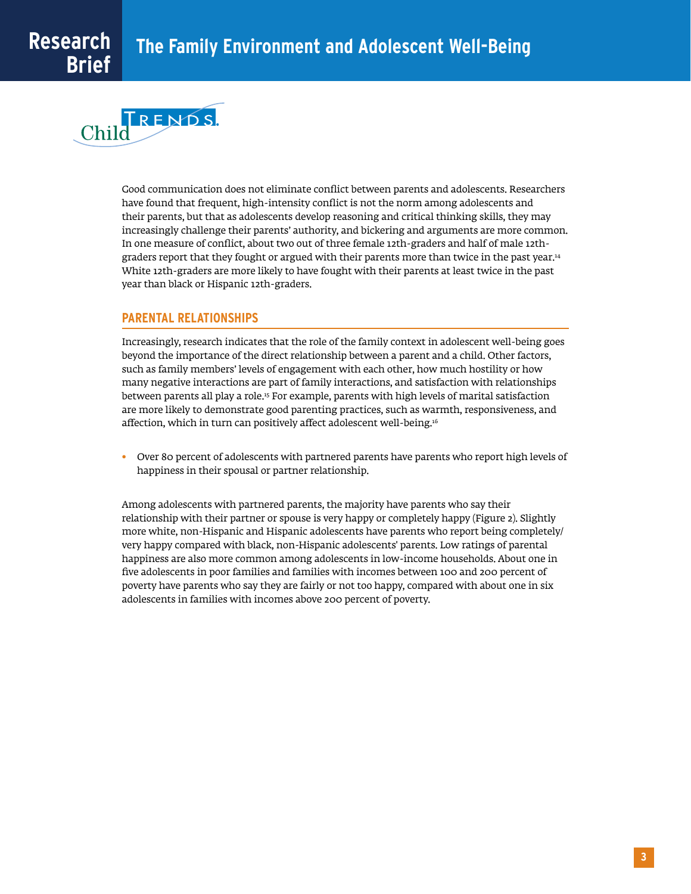Good communication does not eliminate conflict between parents and adolescents. Researchers have found that frequent, high-intensity conflict is not the norm among adolescents and their parents, but that as adolescents develop reasoning and critical thinking skills, they may increasingly challenge their parents' authority, and bickering and arguments are more common. In one measure of conflict, about two out of three female 12th-graders and half of male 12th-graders report that they fought or argued with their parents more than twice in the past year.[14] White 12th-graders are more likely to have fought with their parents at least twice in the past year than black or Hispanic 12th-graders.

## PARENTAL RELATIONSHIPS

Increasingly, research indicates that the role of the family context in adolescent well-being goes beyond the importance of the direct relationship between a parent and a child. Other factors, such as family members' levels of engagement with each other, how much hostility or how many negative interactions are part of family interactions, and satisfaction with relationships between parents all play a role.[15] For example, parents with high levels of marital satisfaction are more likely to demonstrate good parenting practices, such as warmth, responsiveness, and affection, which in turn can positively affect adolescent well-being.[16]

- Over 80 percent of adolescents with partnered parents have parents who report high levels of happiness in their spousal or partner relationship.

Among adolescents with partnered parents, the majority have parents who say their relationship with their partner or spouse is very happy or completely happy (Figure 2). Slightly more white, non-Hispanic and Hispanic adolescents have parents who report being completely/very happy compared with black, non-Hispanic adolescents' parents. Low ratings of parental happiness are also more common among adolescents in low-income households. About one in five adolescents in poor families and families with incomes between 100 and 200 percent of poverty have parents who say they are fairly or not too happy, compared with about one in six adolescents in families with incomes above 200 percent of poverty.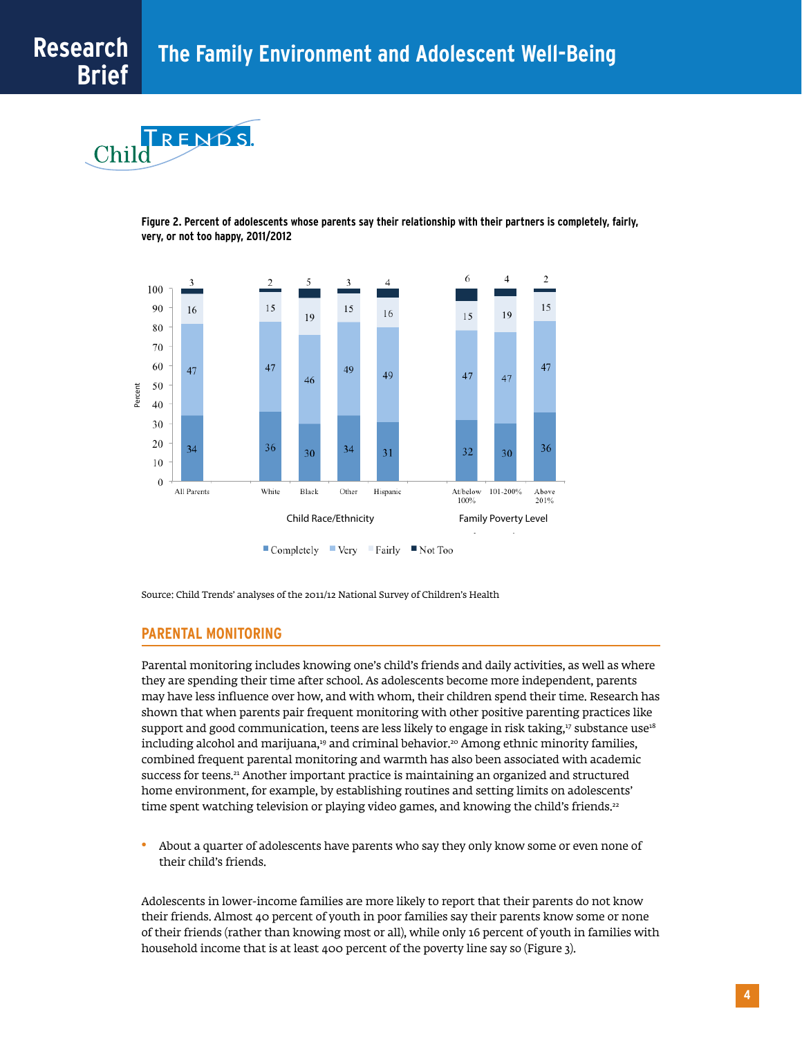**Figure 2. Percent of adolescents whose parents say their relationship with their partners is completely, fairly, very, or not too happy, 2011/2012**

| | All Parents | White | Black | Other | Hispanic | At/below 100% | 101-200% | Above 201% |
|---|---|---|---|---|---|---|---|---|
| Completely | 34 | 36 | 30 | 34 | 31 | 32 | 30 | 36 |
| Very | 47 | 47 | 46 | 49 | 49 | 47 | 47 | 47 |
| Fairly | 16 | 15 | 19 | 15 | 16 | 15 | 19 | 15 |
| Not Too | 3 | 2 | 5 | 3 | 4 | 6 | 4 | 2 |

Child Race/Ethnicity: White, Black, Other, Hispanic. Family Poverty Level: At/below 100%, 101-200%, Above 201%.

Source: Child Trends' analyses of the 2011/12 National Survey of Children's Health

## PARENTAL MONITORING

Parental monitoring includes knowing one's child's friends and daily activities, as well as where they are spending their time after school. As adolescents become more independent, parents may have less influence over how, and with whom, their children spend their time. Research has shown that when parents pair frequent monitoring with other positive parenting practices like support and good communication, teens are less likely to engage in risk taking,[17] substance use[18] including alcohol and marijuana,[19] and criminal behavior.[20] Among ethnic minority families, combined frequent parental monitoring and warmth has also been associated with academic success for teens.[21] Another important practice is maintaining an organized and structured home environment, for example, by establishing routines and setting limits on adolescents' time spent watching television or playing video games, and knowing the child's friends.[22]

- About a quarter of adolescents have parents who say they only know some or even none of their child's friends.

Adolescents in lower-income families are more likely to report that their parents do not know their friends. Almost 40 percent of youth in poor families say their parents know some or none of their friends (rather than knowing most or all), while only 16 percent of youth in families with household income that is at least 400 percent of the poverty line say so (Figure 3).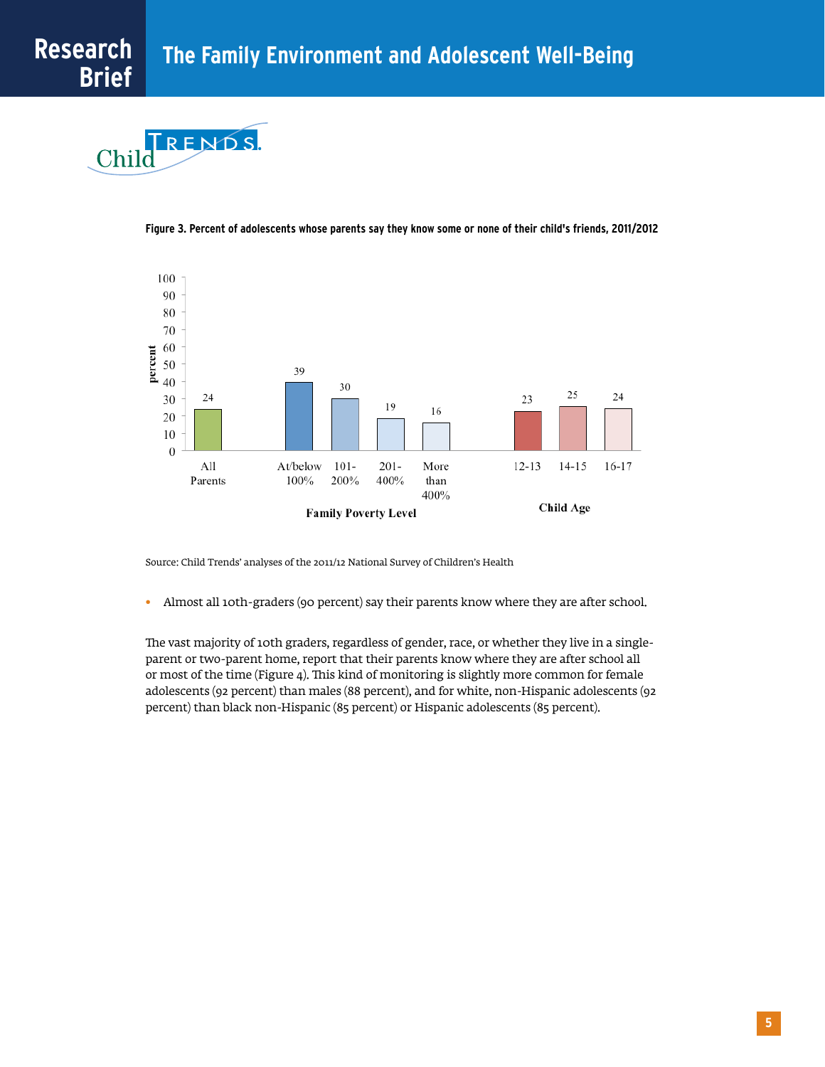**Figure 3. Percent of adolescents whose parents say they know some or none of their child's friends, 2011/2012**

| Group | Category | Percent |
|---|---|---|
| All Parents | | 24 |
| Family Poverty Level | At/below 100% | 39 |
| | 101-200% | 30 |
| | 201-400% | 19 |
| | More than 400% | 16 |
| Child Age | 12-13 | 23 |
| | 14-15 | 25 |
| | 16-17 | 24 |

Source: Child Trends' analyses of the 2011/12 National Survey of Children's Health

- Almost all 10th-graders (90 percent) say their parents know where they are after school.

The vast majority of 10th graders, regardless of gender, race, or whether they live in a single-parent or two-parent home, report that their parents know where they are after school all or most of the time (Figure 4). This kind of monitoring is slightly more common for female adolescents (92 percent) than males (88 percent), and for white, non-Hispanic adolescents (92 percent) than black non-Hispanic (85 percent) or Hispanic adolescents (85 percent).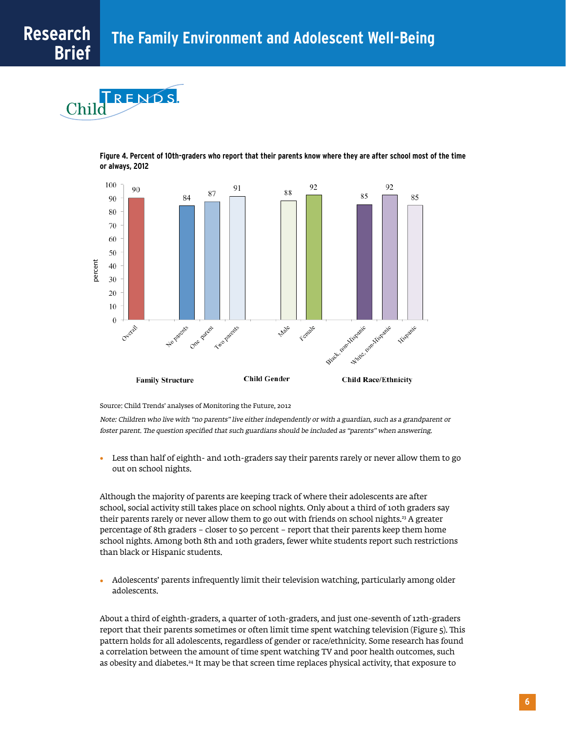**Figure 4. Percent of 10th-graders who report that their parents know where they are after school most of the time or always, 2012**

| Group | Category | Percent |
|---|---|---|
| | Overall | 90 |
| Family Structure | No parents | 84 |
| | One parent | 87 |
| | Two parents | 91 |
| Child Gender | Male | 88 |
| | Female | 92 |
| Child Race/Ethnicity | Black, non-Hispanic | 85 |
| | White, non-Hispanic | 92 |
| | Hispanic | 85 |

Source: Child Trends' analyses of Monitoring the Future, 2012

*Note: Children who live with "no parents" live either independently or with a guardian, such as a grandparent or foster parent. The question specified that such guardians should be included as "parents" when answering.*

- Less than half of eighth- and 10th-graders say their parents rarely or never allow them to go out on school nights.

Although the majority of parents are keeping track of where their adolescents are after school, social activity still takes place on school nights. Only about a third of 10th graders say their parents rarely or never allow them to go out with friends on school nights.[23] A greater percentage of 8th graders – closer to 50 percent – report that their parents keep them home school nights. Among both 8th and 10th graders, fewer white students report such restrictions than black or Hispanic students.

- Adolescents' parents infrequently limit their television watching, particularly among older adolescents.

About a third of eighth-graders, a quarter of 10th-graders, and just one-seventh of 12th-graders report that their parents sometimes or often limit time spent watching television (Figure 5). This pattern holds for all adolescents, regardless of gender or race/ethnicity. Some research has found a correlation between the amount of time spent watching TV and poor health outcomes, such as obesity and diabetes.[24] It may be that screen time replaces physical activity, that exposure to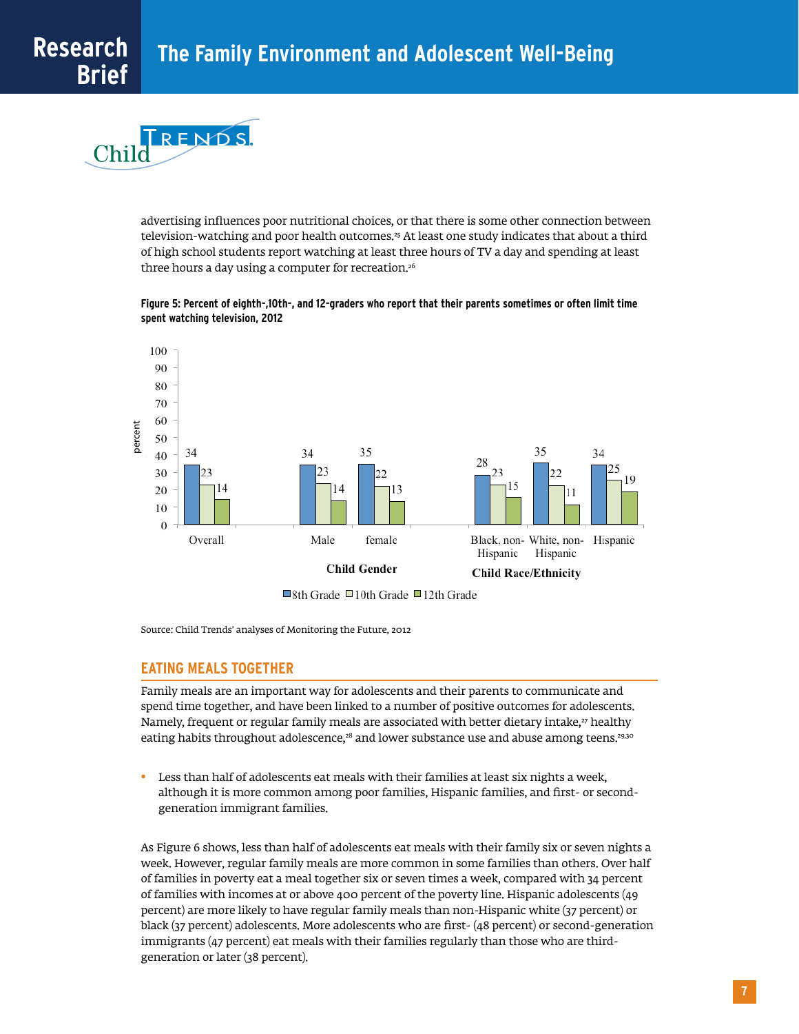advertising influences poor nutritional choices, or that there is some other connection between television-watching and poor health outcomes.[25] At least one study indicates that about a third of high school students report watching at least three hours of TV a day and spending at least three hours a day using a computer for recreation.[26]

**Figure 5: Percent of eighth-,10th-, and 12-graders who report that their parents sometimes or often limit time spent watching television, 2012**

| | 8th Grade | 10th Grade | 12th Grade |
|---|---|---|---|
| Overall | 34 | 23 | 14 |
| Child Gender: Male | 34 | 23 | 14 |
| Child Gender: female | 35 | 22 | 13 |
| Child Race/Ethnicity: Black, non-Hispanic | 28 | 23 | 15 |
| Child Race/Ethnicity: White, non-Hispanic | 35 | 22 | 11 |
| Child Race/Ethnicity: Hispanic | 34 | 25 | 19 |

Source: Child Trends' analyses of Monitoring the Future, 2012

## EATING MEALS TOGETHER

Family meals are an important way for adolescents and their parents to communicate and spend time together, and have been linked to a number of positive outcomes for adolescents. Namely, frequent or regular family meals are associated with better dietary intake,[27] healthy eating habits throughout adolescence,[28] and lower substance use and abuse among teens.[29,30]

- Less than half of adolescents eat meals with their families at least six nights a week, although it is more common among poor families, Hispanic families, and first- or second-generation immigrant families.

As Figure 6 shows, less than half of adolescents eat meals with their family six or seven nights a week. However, regular family meals are more common in some families than others. Over half of families in poverty eat a meal together six or seven times a week, compared with 34 percent of families with incomes at or above 400 percent of the poverty line. Hispanic adolescents (49 percent) are more likely to have regular family meals than non-Hispanic white (37 percent) or black (37 percent) adolescents. More adolescents who are first- (48 percent) or second-generation immigrants (47 percent) eat meals with their families regularly than those who are third-generation or later (38 percent).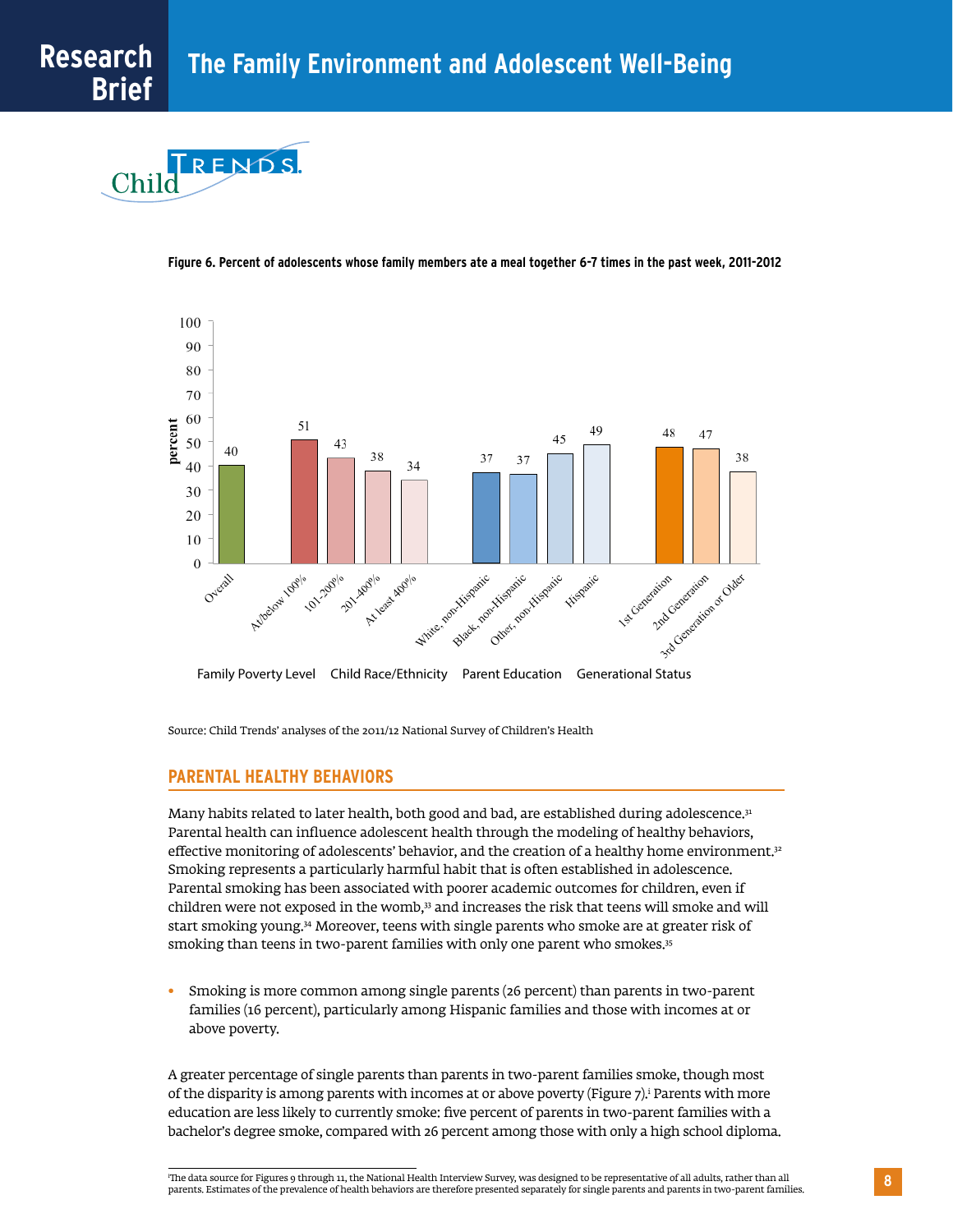**Figure 6. Percent of adolescents whose family members ate a meal together 6-7 times in the past week, 2011-2012**

| Category | percent |
|---|---|
| Overall | 40 |
| At/below 100% | 51 |
| 101-200% | 43 |
| 201-400% | 38 |
| At least 400% | 34 |
| White, non-Hispanic | 37 |
| Black, non-Hispanic | 37 |
| Other, non-Hispanic | 45 |
| Hispanic | 49 |
| 1st Generation | 48 |
| 2nd Generation | 47 |
| 3rd Generation or Older | 38 |

Family Poverty Level    Child Race/Ethnicity    Parent Education    Generational Status

Source: Child Trends' analyses of the 2011/12 National Survey of Children's Health

## PARENTAL HEALTHY BEHAVIORS

Many habits related to later health, both good and bad, are established during adolescence.[31] Parental health can influence adolescent health through the modeling of healthy behaviors, effective monitoring of adolescents' behavior, and the creation of a healthy home environment.[32] Smoking represents a particularly harmful habit that is often established in adolescence. Parental smoking has been associated with poorer academic outcomes for children, even if children were not exposed in the womb,[33] and increases the risk that teens will smoke and will start smoking young.[34] Moreover, teens with single parents who smoke are at greater risk of smoking than teens in two-parent families with only one parent who smokes.[35]

- Smoking is more common among single parents (26 percent) than parents in two-parent families (16 percent), particularly among Hispanic families and those with incomes at or above poverty.

A greater percentage of single parents than parents in two-parent families smoke, though most of the disparity is among parents with incomes at or above poverty (Figure 7).[i] Parents with more education are less likely to currently smoke: five percent of parents in two-parent families with a bachelor's degree smoke, compared with 26 percent among those with only a high school diploma.

---

[i] The data source for Figures 9 through 11, the National Health Interview Survey, was designed to be representative of all adults, rather than all parents. Estimates of the prevalence of health behaviors are therefore presented separately for single parents and parents in two-parent families.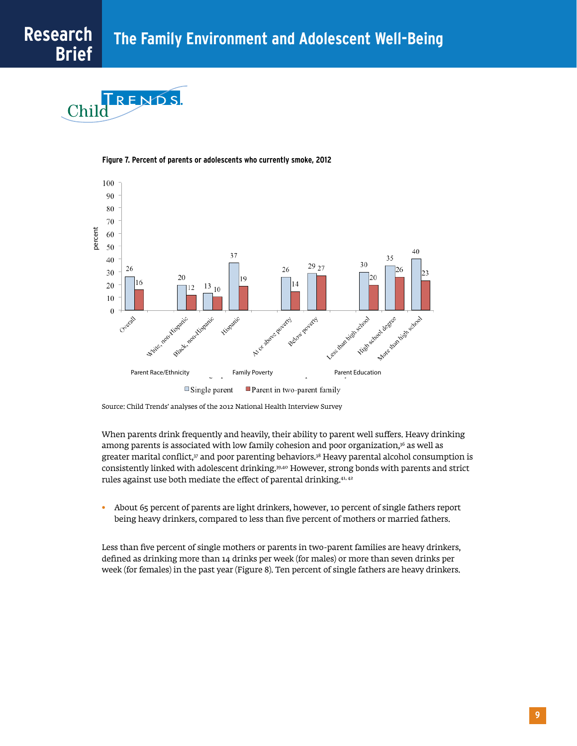**Figure 7. Percent of parents or adolescents who currently smoke, 2012**

| Group | Category | Single parent | Parent in two-parent family |
|---|---|---|---|
| | Overall | 26 | 16 |
| Parent Race/Ethnicity | White, non-Hispanic | 20 | 12 |
| | Black, non-Hispanic | 13 | 10 |
| | Hispanic | 37 | 19 |
| Family Poverty | At or above poverty | 26 | 14 |
| | Below poverty | 29 | 27 |
| Parent Education | Less than high school | 30 | 20 |
| | High school degree | 35 | 26 |
| | More than high school | 40 | 23 |

Source: Child Trends' analyses of the 2012 National Health Interview Survey

When parents drink frequently and heavily, their ability to parent well suffers. Heavy drinking among parents is associated with low family cohesion and poor organization,[36] as well as greater marital conflict,[37] and poor parenting behaviors.[38] Heavy parental alcohol consumption is consistently linked with adolescent drinking.[39,40] However, strong bonds with parents and strict rules against use both mediate the effect of parental drinking.[41, 42]

- About 65 percent of parents are light drinkers, however, 10 percent of single fathers report being heavy drinkers, compared to less than five percent of mothers or married fathers.

Less than five percent of single mothers or parents in two-parent families are heavy drinkers, defined as drinking more than 14 drinks per week (for males) or more than seven drinks per week (for females) in the past year (Figure 8). Ten percent of single fathers are heavy drinkers.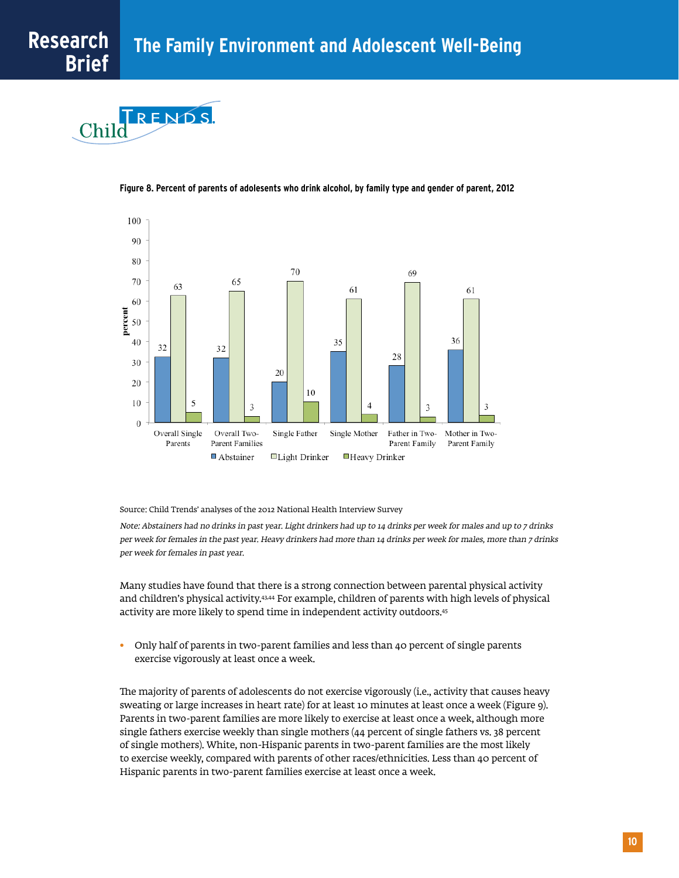**Figure 8. Percent of parents of adolescents who drink alcohol, by family type and gender of parent, 2012**

| | Abstainer | Light Drinker | Heavy Drinker |
|---|---|---|---|
| Overall Single Parents | 32 | 63 | 5 |
| Overall Two-Parent Families | 32 | 65 | 3 |
| Single Father | 20 | 70 | 10 |
| Single Mother | 35 | 61 | 4 |
| Father in Two-Parent Family | 28 | 69 | 3 |
| Mother in Two-Parent Family | 36 | 61 | 3 |

Source: Child Trends' analyses of the 2012 National Health Interview Survey

*Note: Abstainers had no drinks in past year. Light drinkers had up to 14 drinks per week for males and up to 7 drinks per week for females in the past year. Heavy drinkers had more than 14 drinks per week for males, more than 7 drinks per week for females in past year.*

Many studies have found that there is a strong connection between parental physical activity and children's physical activity.[43,44] For example, children of parents with high levels of physical activity are more likely to spend time in independent activity outdoors.[45]

- Only half of parents in two-parent families and less than 40 percent of single parents exercise vigorously at least once a week.

The majority of parents of adolescents do not exercise vigorously (i.e., activity that causes heavy sweating or large increases in heart rate) for at least 10 minutes at least once a week (Figure 9). Parents in two-parent families are more likely to exercise at least once a week, although more single fathers exercise weekly than single mothers (44 percent of single fathers vs. 38 percent of single mothers). White, non-Hispanic parents in two-parent families are the most likely to exercise weekly, compared with parents of other races/ethnicities. Less than 40 percent of Hispanic parents in two-parent families exercise at least once a week.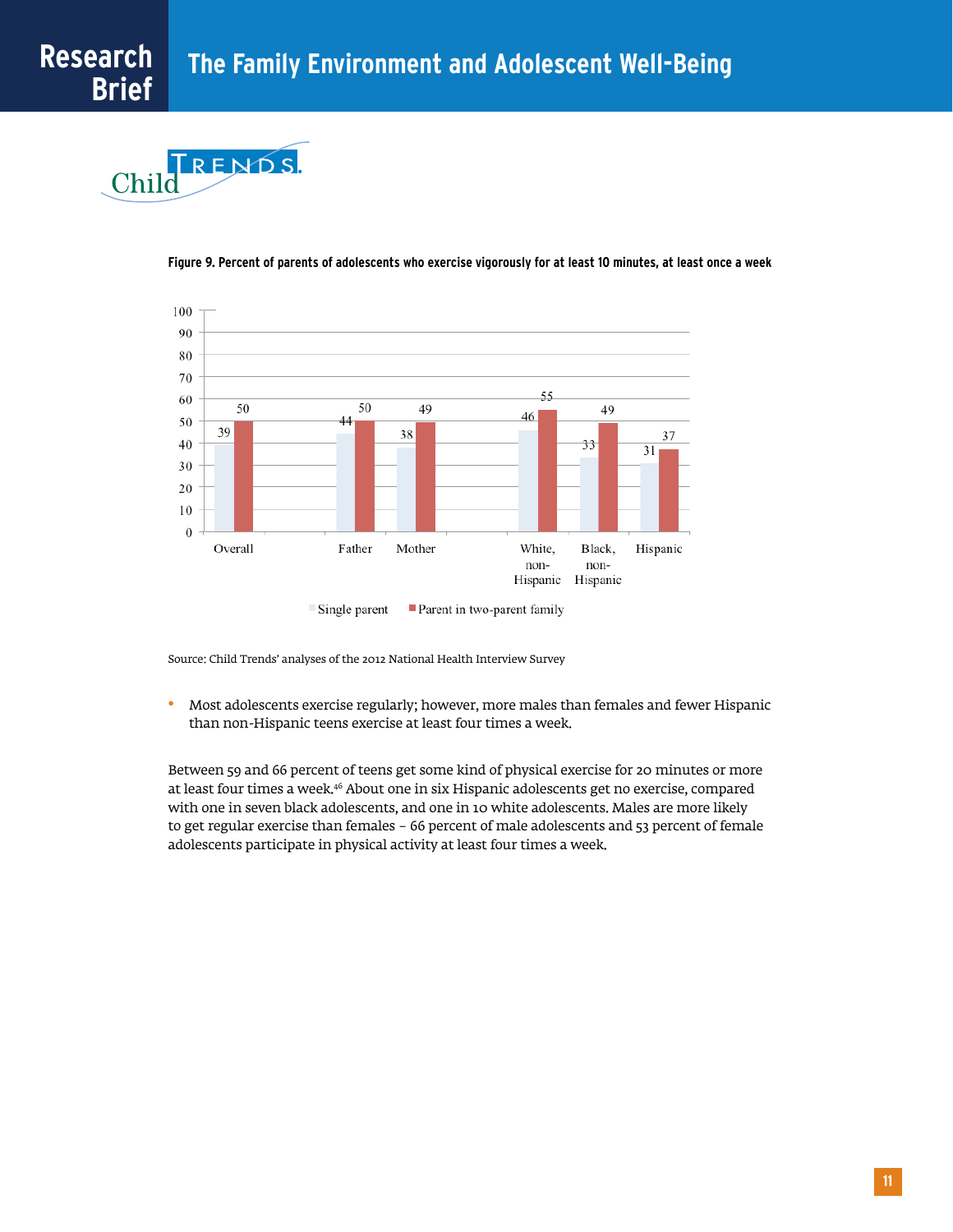**Figure 9. Percent of parents of adolescents who exercise vigorously for at least 10 minutes, at least once a week**

| | Single parent | Parent in two-parent family |
|---|---|---|
| Overall | 39 | 50 |
| Father | 44 | 50 |
| Mother | 38 | 49 |
| White, non-Hispanic | 46 | 55 |
| Black, non-Hispanic | 33 | 49 |
| Hispanic | 31 | 37 |

Source: Child Trends' analyses of the 2012 National Health Interview Survey

- Most adolescents exercise regularly; however, more males than females and fewer Hispanic than non-Hispanic teens exercise at least four times a week.

Between 59 and 66 percent of teens get some kind of physical exercise for 20 minutes or more at least four times a week.[46] About one in six Hispanic adolescents get no exercise, compared with one in seven black adolescents, and one in 10 white adolescents. Males are more likely to get regular exercise than females – 66 percent of male adolescents and 53 percent of female adolescents participate in physical activity at least four times a week.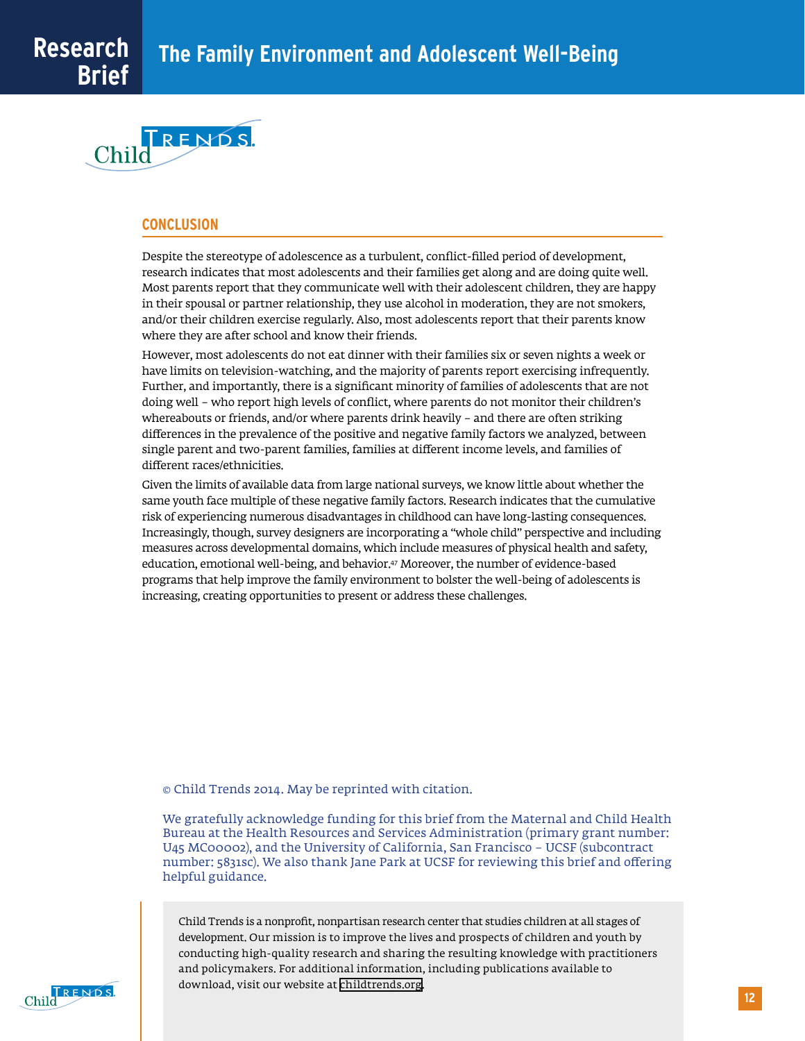## CONCLUSION

Despite the stereotype of adolescence as a turbulent, conflict-filled period of development, research indicates that most adolescents and their families get along and are doing quite well. Most parents report that they communicate well with their adolescent children, they are happy in their spousal or partner relationship, they use alcohol in moderation, they are not smokers, and/or their children exercise regularly. Also, most adolescents report that their parents know where they are after school and know their friends.

However, most adolescents do not eat dinner with their families six or seven nights a week or have limits on television-watching, and the majority of parents report exercising infrequently. Further, and importantly, there is a significant minority of families of adolescents that are not doing well – who report high levels of conflict, where parents do not monitor their children's whereabouts or friends, and/or where parents drink heavily – and there are often striking differences in the prevalence of the positive and negative family factors we analyzed, between single parent and two-parent families, families at different income levels, and families of different races/ethnicities.

Given the limits of available data from large national surveys, we know little about whether the same youth face multiple of these negative family factors. Research indicates that the cumulative risk of experiencing numerous disadvantages in childhood can have long-lasting consequences. Increasingly, though, survey designers are incorporating a "whole child" perspective and including measures across developmental domains, which include measures of physical health and safety, education, emotional well-being, and behavior.[47] Moreover, the number of evidence-based programs that help improve the family environment to bolster the well-being of adolescents is increasing, creating opportunities to present or address these challenges.

© Child Trends 2014. May be reprinted with citation.

We gratefully acknowledge funding for this brief from the Maternal and Child Health Bureau at the Health Resources and Services Administration (primary grant number: U45 MC00002), and the University of California, San Francisco – UCSF (subcontract number: 5831sc). We also thank Jane Park at UCSF for reviewing this brief and offering helpful guidance.

Child Trends is a nonprofit, nonpartisan research center that studies children at all stages of development. Our mission is to improve the lives and prospects of children and youth by conducting high-quality research and sharing the resulting knowledge with practitioners and policymakers. For additional information, including publications available to download, visit our website at childtrends.org.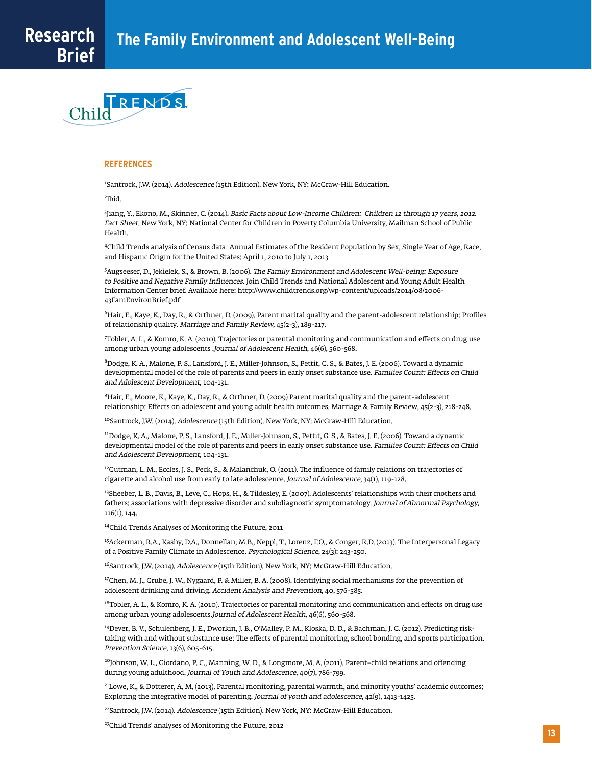## REFERENCES

[1]Santrock, J.W. (2014). *Adolescence* (15th Edition). New York, NY: McGraw-Hill Education.

[2]Ibid.

[3]Jiang, Y., Ekono, M., Skinner, C. (2014). *Basic Facts about Low-Income Children: Children 12 through 17 years, 2012. Fact Sheet.* New York, NY: National Center for Children in Poverty Columbia University, Mailman School of Public Health.

[4]Child Trends analysis of Census data: Annual Estimates of the Resident Population by Sex, Single Year of Age, Race, and Hispanic Origin for the United States: April 1, 2010 to July 1, 2013

[5]Augseeser, D., Jekielek, S., & Brown, B. (2006). *The Family Environment and Adolescent Well-being: Exposure to Positive and Negative Family Influences.* Join Child Trends and National Adolescent and Young Adult Health Information Center brief. Available here: http://www.childtrends.org/wp-content/uploads/2014/08/2006-43FamEnvironBrief.pdf

[6]Hair, E., Kaye, K., Day, R., & Orthner, D. (2009). Parent marital quality and the parent-adolescent relationship: Profiles of relationship quality. *Marriage and Family Review,* 45(2-3), 189-217.

[7]Tobler, A. L., & Komro, K. A. (2010). Trajectories or parental monitoring and communication and effects on drug use among urban young adolescents .*Journal of Adolescent Health*, 46(6), 560-568.

[8]Dodge, K. A., Malone, P. S., Lansford, J. E., Miller-Johnson, S., Pettit, G. S., & Bates, J. E. (2006). Toward a dynamic developmental model of the role of parents and peers in early onset substance use. *Families Count: Effects on Child and Adolescent Development*, 104-131.

[9]Hair, E., Moore, K., Kaye, K., Day, R., & Orthner, D. (2009) Parent marital quality and the parent-adolescent relationship: Effects on adolescent and young adult health outcomes. Marriage & Family Review, 45(2-3), 218-248.

[10]Santrock, J.W. (2014). *Adolescence* (15th Edition). New York, NY: McGraw-Hill Education.

[11]Dodge, K. A., Malone, P. S., Lansford, J. E., Miller-Johnson, S., Pettit, G. S., & Bates, J. E. (2006). Toward a dynamic developmental model of the role of parents and peers in early onset substance use. *Families Count: Effects on Child and Adolescent Development*, 104-131.

[12]Gutman, L. M., Eccles, J. S., Peck, S., & Malanchuk, O. (2011). The influence of family relations on trajectories of cigarette and alcohol use from early to late adolescence. *Journal of Adolescence*, 34(1), 119-128.

[13]Sheeber, L. B., Davis, B., Leve, C., Hops, H., & Tildesley, E. (2007). Adolescents' relationships with their mothers and fathers: associations with depressive disorder and subdiagnostic symptomatology. *Journal of Abnormal Psychology*, 116(1), 144.

[14]Child Trends Analyses of Monitoring the Future, 2011

[15]Ackerman, R.A., Kashy, D.A., Donnellan, M.B., Neppl, T., Lorenz, F.O., & Conger, R.D. (2013). The Interpersonal Legacy of a Positive Family Climate in Adolescence. *Psychological Science*, 24(3): 243-250.

[16]Santrock, J.W. (2014). *Adolescence* (15th Edition). New York, NY: McGraw-Hill Education.

[17]Chen, M. J., Grube, J. W., Nygaard, P. & Miller, B. A. (2008). Identifying social mechanisms for the prevention of adolescent drinking and driving. *Accident Analysis and Prevention*, 40, 576-585.

[18]Tobler, A. L., & Komro, K. A. (2010). Trajectories or parental monitoring and communication and effects on drug use among urban young adolescents.*Journal of Adolescent Health,* 46(6), 560-568.

[19]Dever, B. V., Schulenberg, J. E., Dworkin, J. B., O'Malley, P. M., Kloska, D. D., & Bachman, J. G. (2012). Predicting risk-taking with and without substance use: The effects of parental monitoring, school bonding, and sports participation. *Prevention Science*, 13(6), 605-615.

[20]Johnson, W. L., Giordano, P. C., Manning, W. D., & Longmore, M. A. (2011). Parent–child relations and offending during young adulthood. *Journal of Youth and Adolescence*, 40(7), 786-799.

[21]Lowe, K., & Dotterer, A. M. (2013). Parental monitoring, parental warmth, and minority youths' academic outcomes: Exploring the integrative model of parenting. *Journal of youth and adolescence*, 42(9), 1413-1425.

[22]Santrock, J.W. (2014). *Adolescence* (15th Edition). New York, NY: McGraw-Hill Education.

[23]Child Trends' analyses of Monitoring the Future, 2012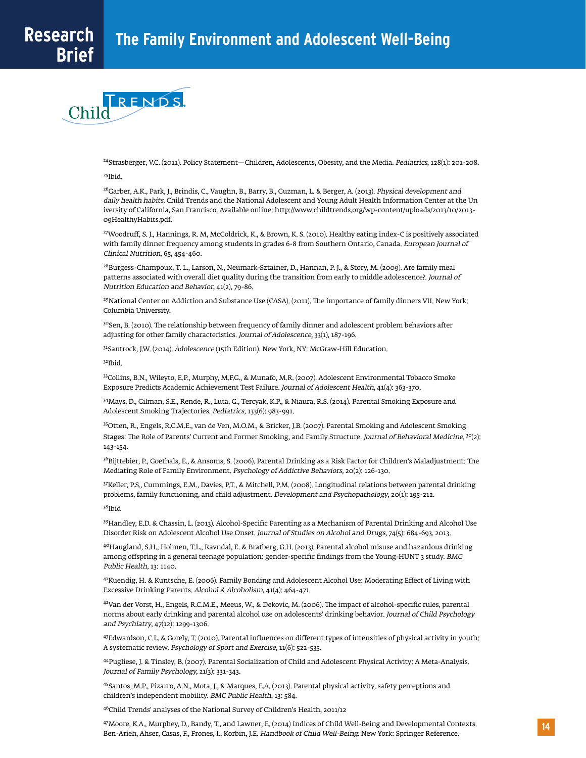[24]Strasberger, V.C. (2011). Policy Statement—Children, Adolescents, Obesity, and the Media. *Pediatrics*, 128(1): 201-208.

[25]Ibid.

[26]Garber, A.K., Park, J., Brindis, C., Vaughn, B., Barry, B., Guzman, L. & Berger, A. (2013). *Physical development and daily health habits.* Child Trends and the National Adolescent and Young Adult Health Information Center at the Un iversity of California, San Francisco. Available online: http://www.childtrends.org/wp-content/uploads/2013/10/2013-09HealthyHabits.pdf.

[27]Woodruff, S. J., Hannings, R. M, McGoldrick, K., & Brown, K. S. (2010). Healthy eating index-C is positively associated with family dinner frequency among students in grades 6-8 from Southern Ontario, Canada. *European Journal of Clinical Nutrition*, 65, 454-460.

[28]Burgess-Champoux, T. L., Larson, N., Neumark-Sztainer, D., Hannan, P. J., & Story, M. (2009). Are family meal patterns associated with overall diet quality during the transition from early to middle adolescence?. *Journal of Nutrition Education and Behavior*, 41(2), 79-86.

[29]National Center on Addiction and Substance Use (CASA). (2011). The importance of family dinners VII. New York: Columbia University.

[30]Sen, B. (2010). The relationship between frequency of family dinner and adolescent problem behaviors after adjusting for other family characteristics. *Journal of Adolescence*, 33(1), 187-196.

[31]Santrock, J.W. (2014). *Adolescence* (15th Edition). New York, NY: McGraw-Hill Education.

[32]Ibid.

[33]Collins, B.N., Wileyto, E.P., Murphy, M.F.G., & Munafo, M.R. (2007). Adolescent Environmental Tobacco Smoke Exposure Predicts Academic Achievement Test Failure. *Journal of Adolescent Health*, 41(4): 363-370.

[34]Mays, D., Gilman, S.E., Rende, R., Luta, G., Tercyak, K.P., & Niaura, R.S. (2014). Parental Smoking Exposure and Adolescent Smoking Trajectories. *Pediatrics*, 133(6): 983-991.

[35]Otten, R., Engels, R.C.M.E., van de Ven, M.O.M., & Bricker, J.B. (2007). Parental Smoking and Adolescent Smoking Stages: The Role of Parents' Current and Former Smoking, and Family Structure. *Journal of Behavioral Medicine*, 30(2): 143-154.

[36]Bijttebier, P., Goethals, E., & Ansoms, S. (2006). Parental Drinking as a Risk Factor for Children's Maladjustment: The Mediating Role of Family Environment. *Psychology of Addictive Behaviors,* 20(2): 126-130.

[37]Keller, P.S., Cummings, E.M., Davies, P.T., & Mitchell, P.M. (2008). Longitudinal relations between parental drinking problems, family functioning, and child adjustment. *Development and Psychopathology*, 20(1): 195-212.

[38]Ibid

[39]Handley, E.D. & Chassin, L. (2013). Alcohol-Specific Parenting as a Mechanism of Parental Drinking and Alcohol Use Disorder Risk on Adolescent Alcohol Use Onset. *Journal of Studies on Alcohol and Drugs*, 74(5): 684-693. 2013.

[40]Haugland, S.H., Holmen, T.L., Ravndal, E. & Bratberg, G.H. (2013). Parental alcohol misuse and hazardous drinking among offspring in a general teenage population: gender-specific findings from the Young-HUNT 3 study. *BMC Public Health*, 13: 1140.

[41]Kuendig, H. & Kuntsche, E. (2006). Family Bonding and Adolescent Alcohol Use: Moderating Effect of Living with Excessive Drinking Parents. *Alcohol & Alcoholism*, 41(4): 464-471.

[42]Van der Vorst, H., Engels, R.C.M.E., Meeus, W., & Dekovic, M. (2006). The impact of alcohol-specific rules, parental norms about early drinking and parental alcohol use on adolescents' drinking behavior. *Journal of Child Psychology and Psychiatry*, 47(12): 1299-1306.

[43]Edwardson, C.L. & Gorely, T. (2010). Parental influences on different types of intensities of physical activity in youth: A systematic review. *Psychology of Sport and Exercise*, 11(6): 522-535.

[44]Pugliese, J. & Tinsley, B. (2007). Parental Socialization of Child and Adolescent Physical Activity: A Meta-Analysis. *Journal of Family Psychology,* 21(3): 331-343.

[45]Santos, M.P., Pizarro, A.N., Mota, J., & Marques, E.A. (2013). Parental physical activity, safety perceptions and children's independent mobility. *BMC Public Health*, 13: 584.

[46]Child Trends' analyses of the National Survey of Children's Health, 2011/12

[47]Moore, K.A., Murphey, D., Bandy, T., and Lawner, E. (2014) Indices of Child Well-Being and Developmental Contexts. Ben-Arieh, Ahser, Casas, F., Frones, I., Korbin, J.E. *Handbook of Child Well-Being*. New York: Springer Reference.